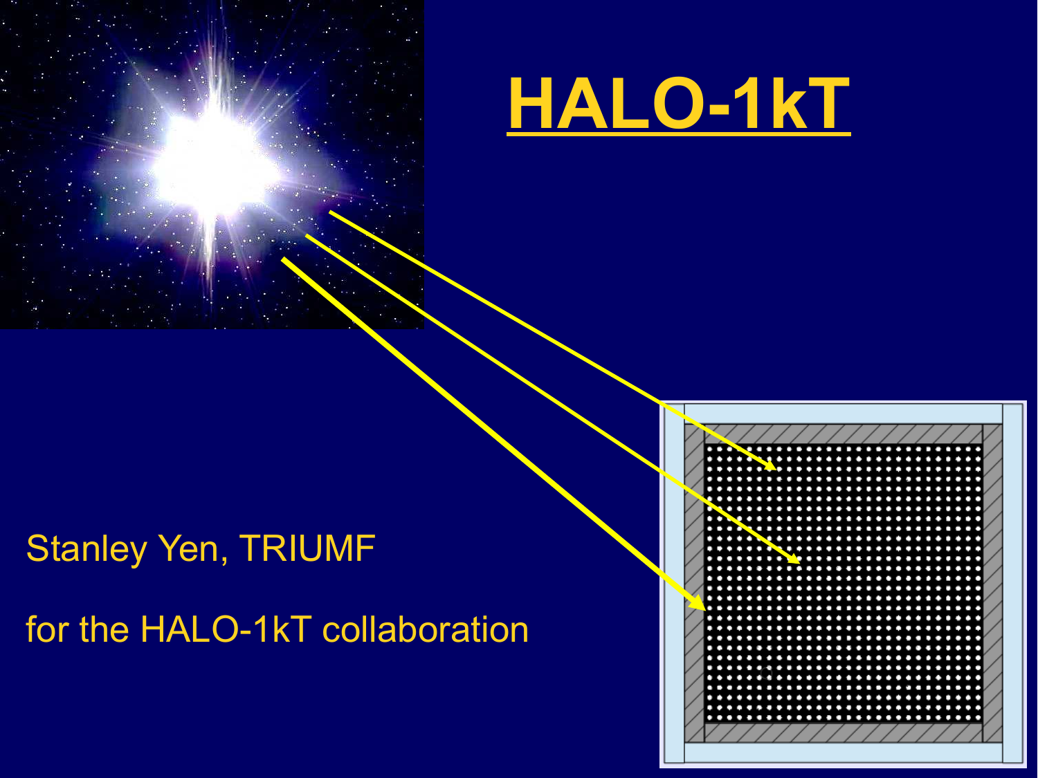# HALO-1kT

Stanley Yen, TRIUMF

for the HALO-1kT collaboration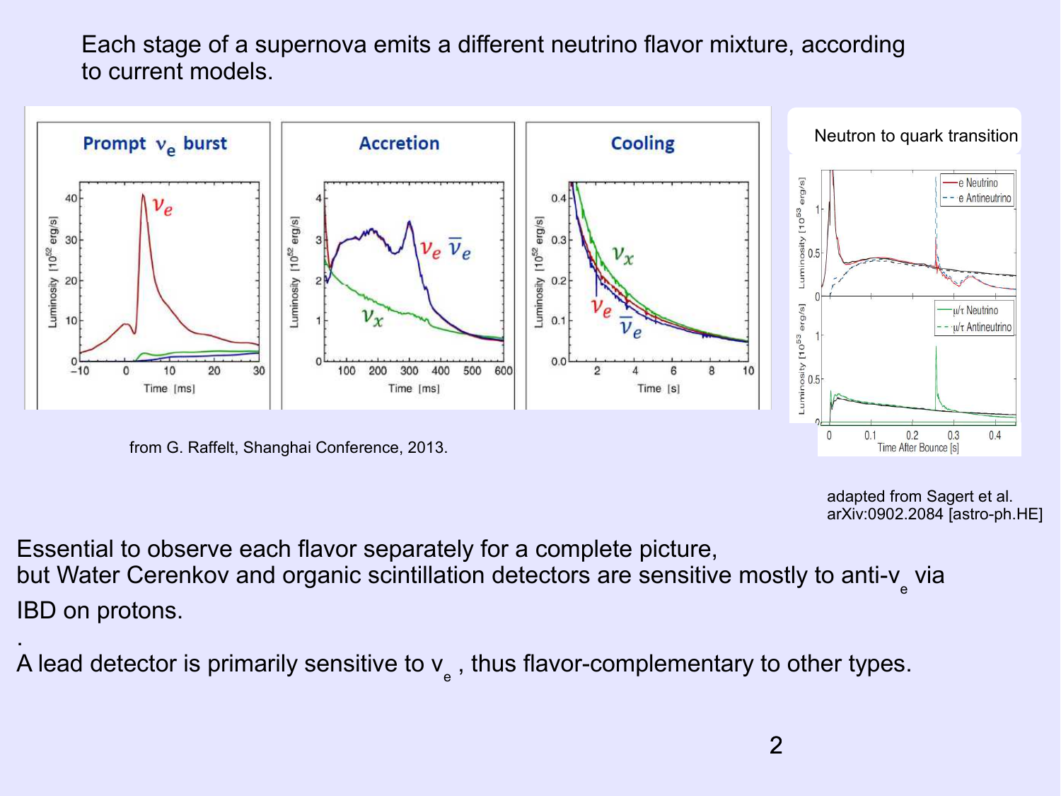Each stage of a supernova emits a different neutrino flavor mixture, according to current models.

from G. Raffelt, Shanghai Conference, 2013.

adapted from Sagert et al. arXiv:0902.2084 [astro-ph.HE]

Essential to observe each flavor separately for a complete picture, but Water Cerenkov and organic scintillation detectors are sensitive mostly to anti-$\nu_e$ via IBD on protons.

.

A lead detector is primarily sensitive to $\nu_e$ , thus flavor-complementary to other types.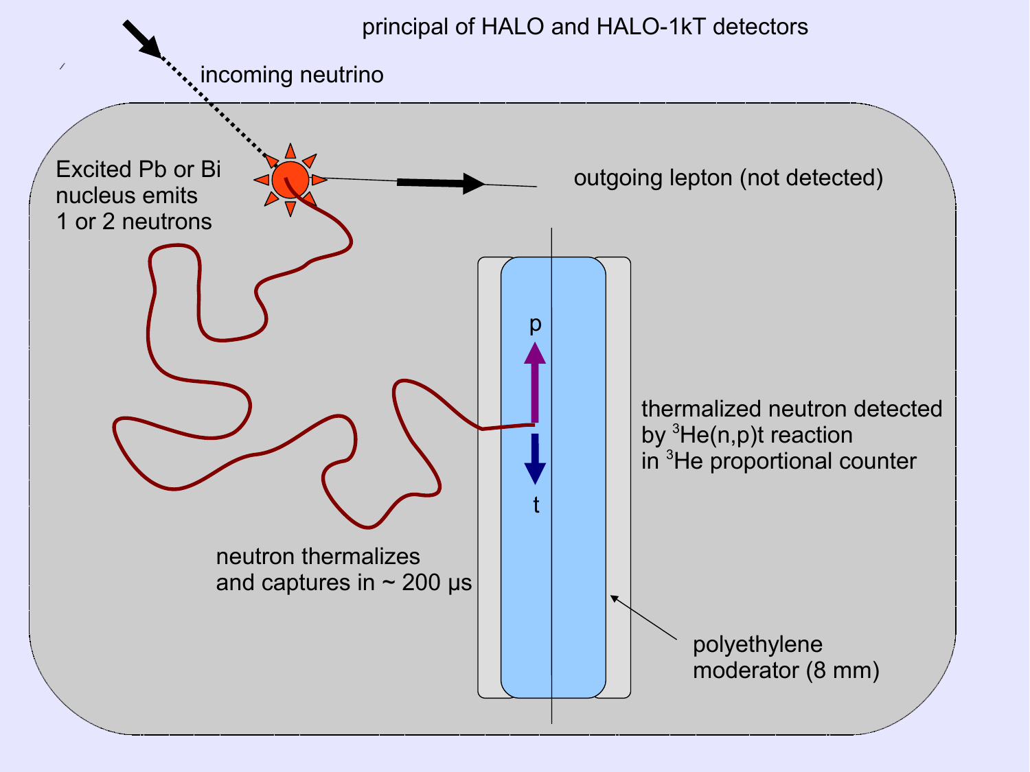principal of HALO and HALO-1kT detectors

incoming neutrino

Excited Pb or Bi nucleus emits 1 or 2 neutrons

outgoing lepton (not detected)

p

t

thermalized neutron detected by $^{3}He(n,p)t$ reaction in $^{3}He$ proportional counter

neutron thermalizes and captures in ~ 200 μs

polyethylene moderator (8 mm)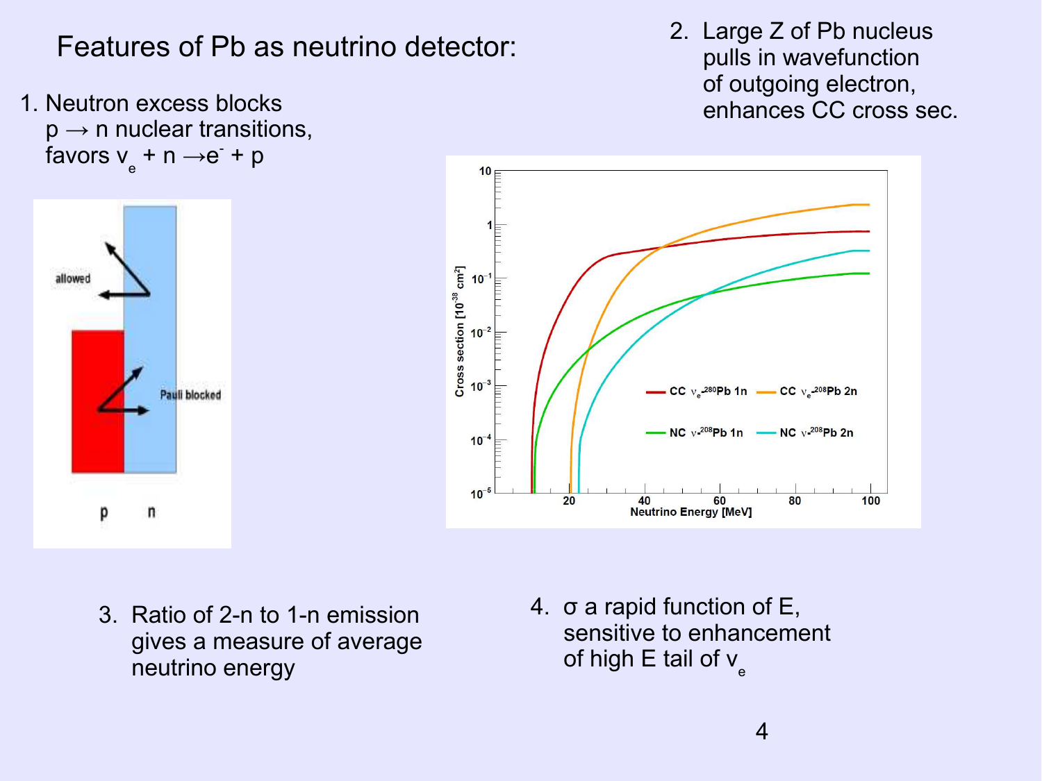# Features of Pb as neutrino detector:

1. Neutron excess blocks $p \rightarrow n$ nuclear transitions, favors $\nu_e + n \rightarrow e^- + p$

2. Large Z of Pb nucleus pulls in wavefunction of outgoing electron, enhances CC cross sec.

3. Ratio of 2-n to 1-n emission gives a measure of average neutrino energy

4. $\sigma$ a rapid function of E, sensitive to enhancement of high E tail of $\nu_e$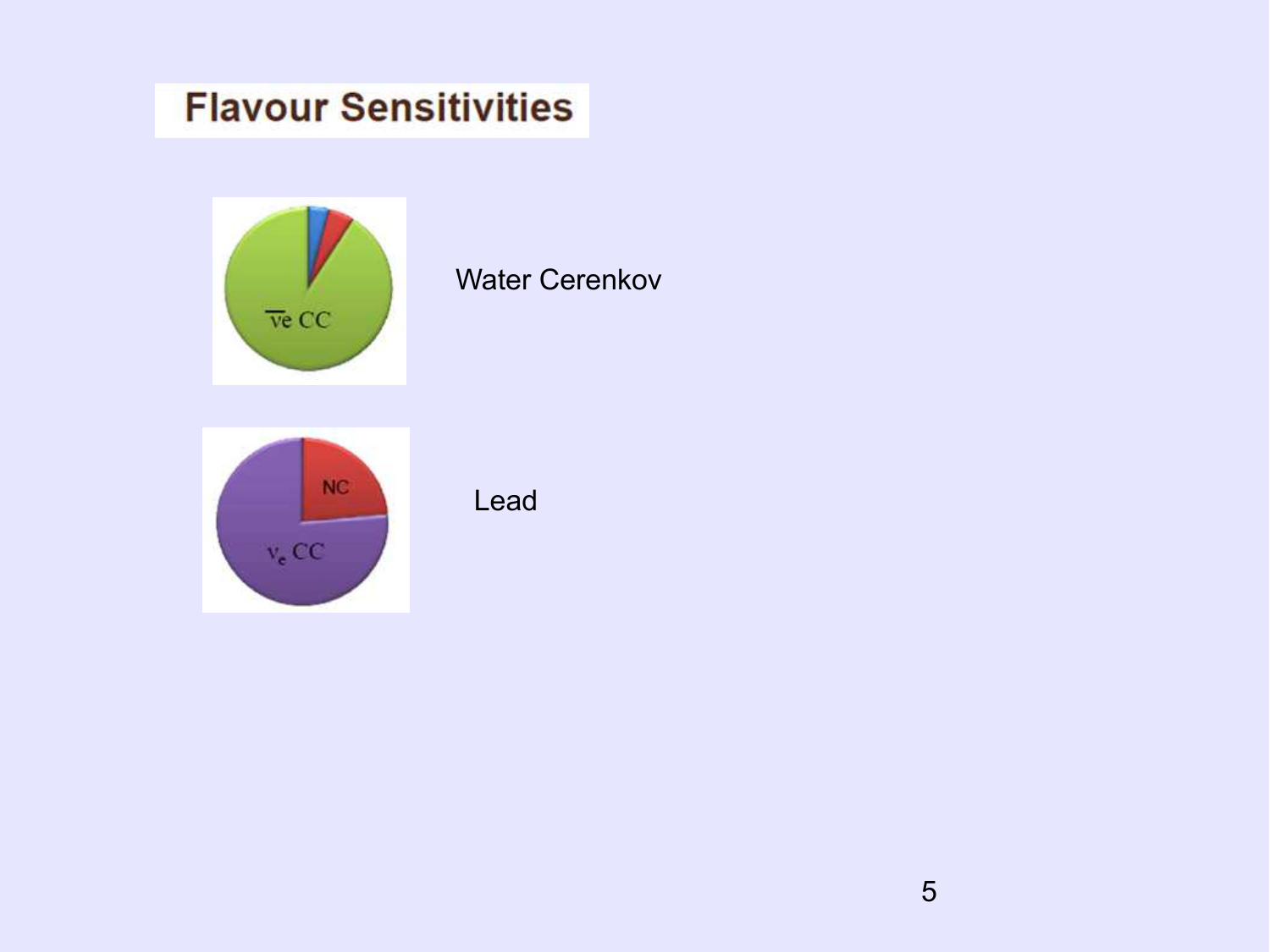# Flavour Sensitivities

Water Cerenkov

Lead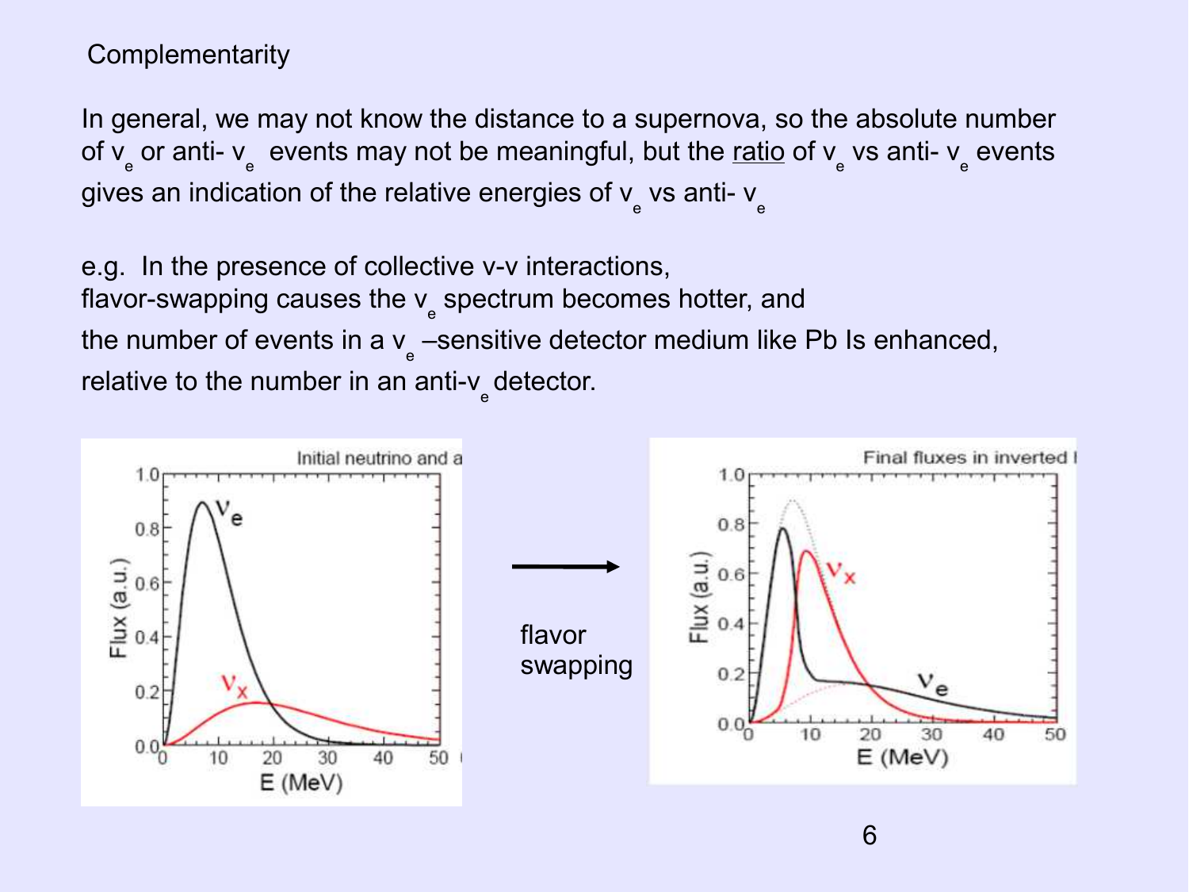## Complementarity

In general, we may not know the distance to a supernova, so the absolute number of $\nu_e$ or anti- $\nu_e$ events may not be meaningful, but the ratio of $\nu_e$ vs anti- $\nu_e$ events gives an indication of the relative energies of $\nu_e$ vs anti- $\nu_e$

e.g. In the presence of collective ν-ν interactions, flavor-swapping causes the $\nu_e$ spectrum becomes hotter, and the number of events in a $\nu_e$ –sensitive detector medium like Pb Is enhanced, relative to the number in an anti-$\nu_e$ detector.

flavor swapping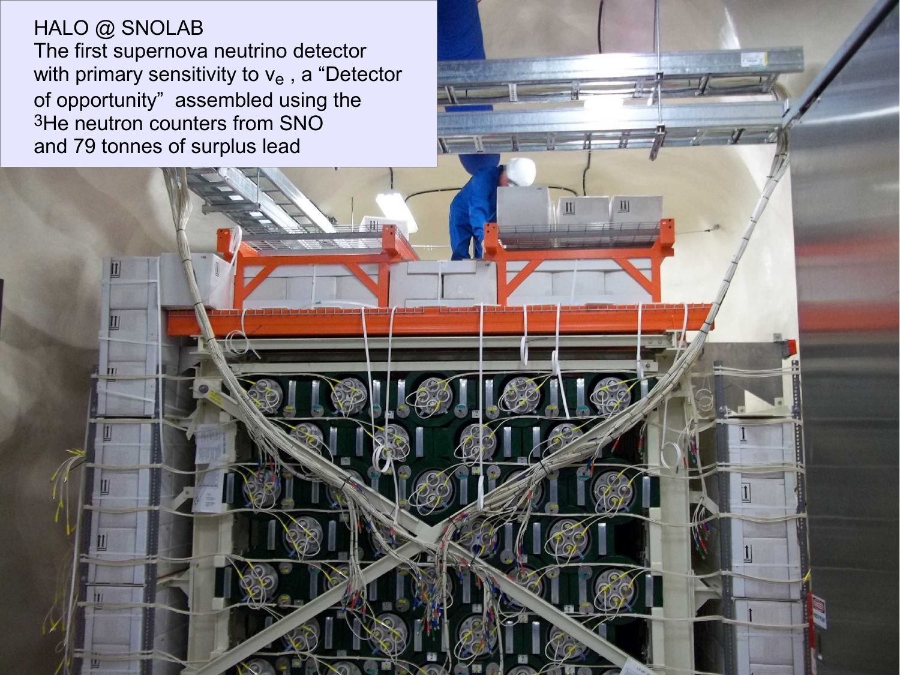HALO @ SNOLAB

The first supernova neutrino detector with primary sensitivity to $\nu_e$ , a "Detector of opportunity" assembled using the $^3$He neutron counters from SNO and 79 tonnes of surplus lead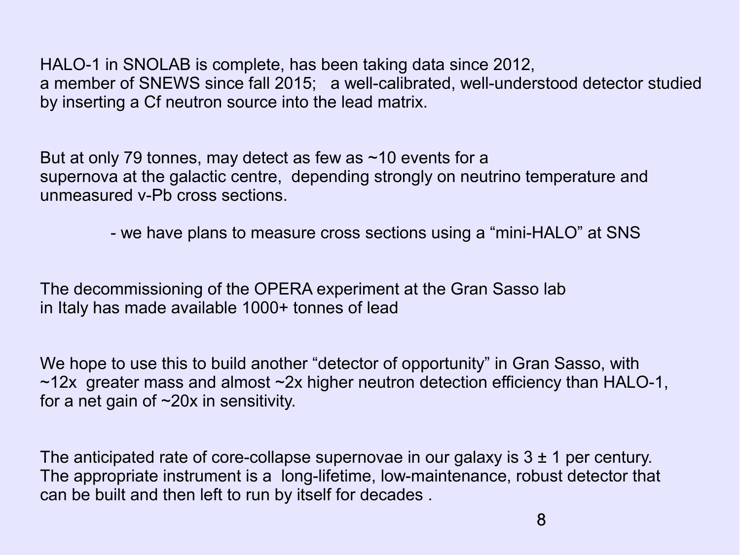HALO-1 in SNOLAB is complete, has been taking data since 2012, a member of SNEWS since fall 2015; a well-calibrated, well-understood detector studied by inserting a Cf neutron source into the lead matrix.

But at only 79 tonnes, may detect as few as ~10 events for a supernova at the galactic centre, depending strongly on neutrino temperature and unmeasured ν-Pb cross sections.

- we have plans to measure cross sections using a “mini-HALO” at SNS

The decommissioning of the OPERA experiment at the Gran Sasso lab in Italy has made available 1000+ tonnes of lead

We hope to use this to build another “detector of opportunity” in Gran Sasso, with ~12x greater mass and almost ~2x higher neutron detection efficiency than HALO-1, for a net gain of ~20x in sensitivity.

The anticipated rate of core-collapse supernovae in our galaxy is 3 ± 1 per century. The appropriate instrument is a long-lifetime, low-maintenance, robust detector that can be built and then left to run by itself for decades .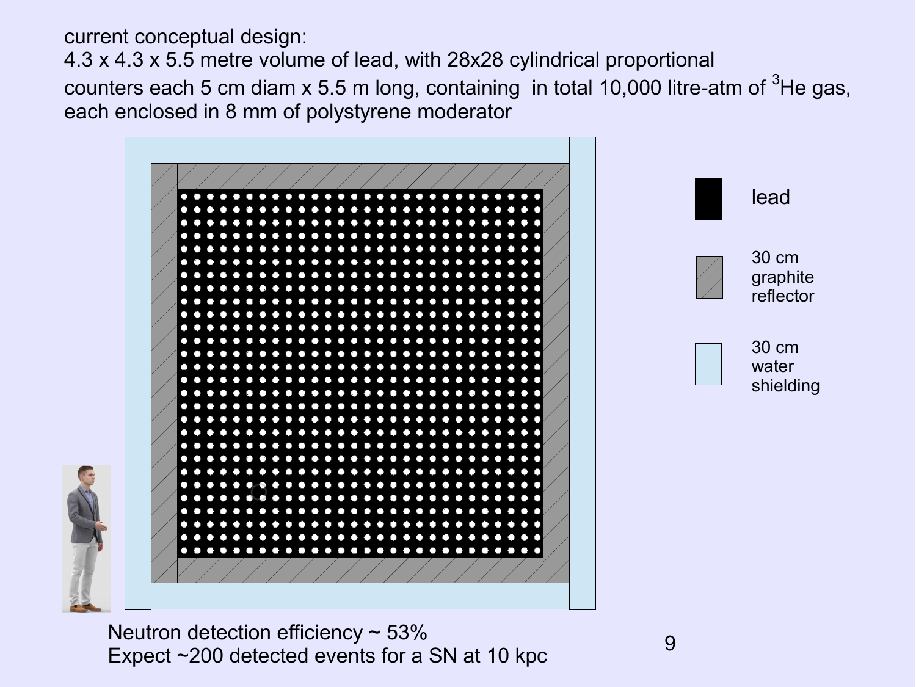current conceptual design:

4.3 x 4.3 x 5.5 metre volume of lead, with 28x28 cylindrical proportional counters each 5 cm diam x 5.5 m long, containing in total 10,000 litre-atm of $^{3}$He gas, each enclosed in 8 mm of polystyrene moderator

- lead
- 30 cm graphite reflector
- 30 cm water shielding

Neutron detection efficiency ~ 53%

Expect ~200 detected events for a SN at 10 kpc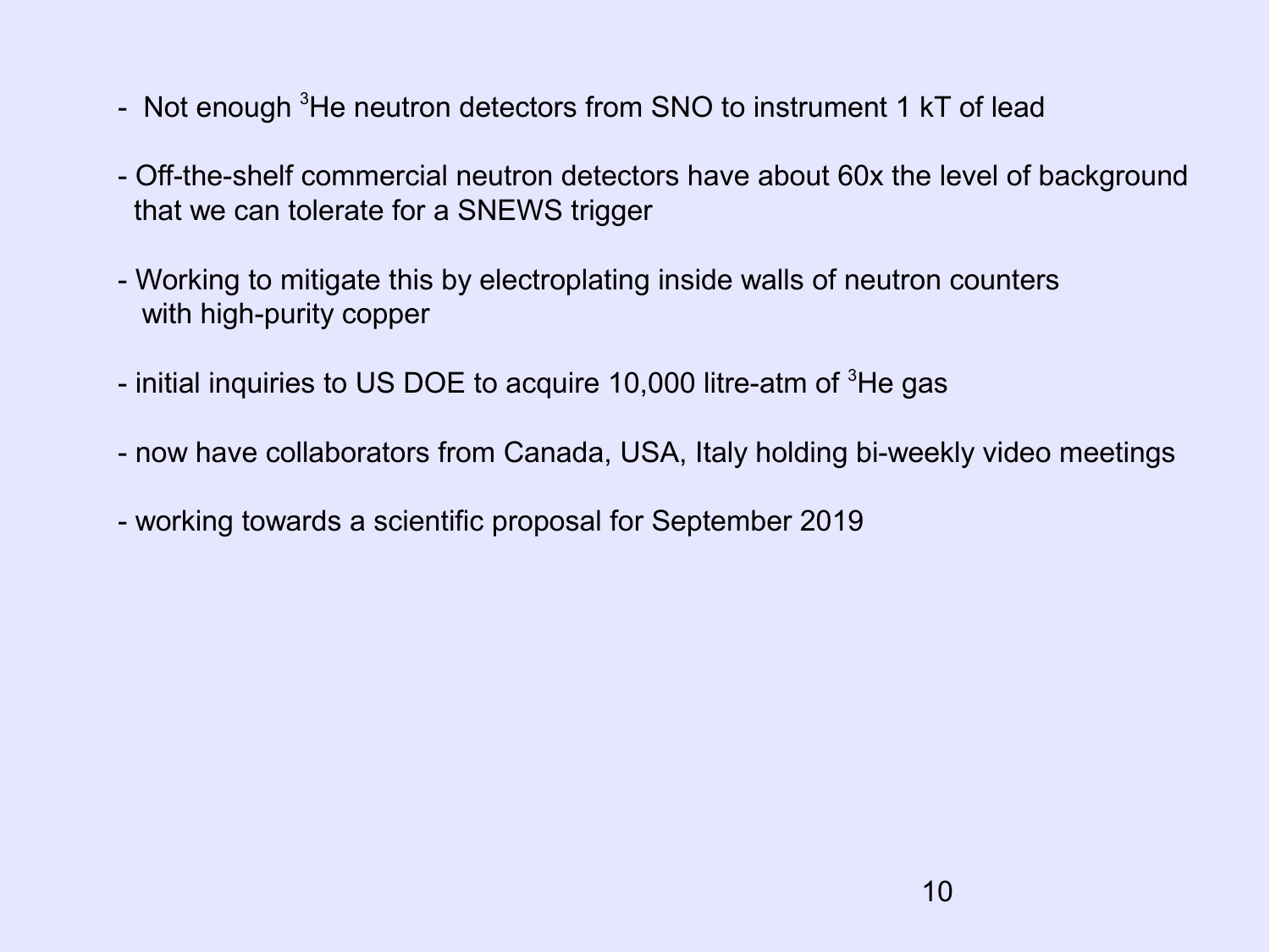- Not enough $^3$He neutron detectors from SNO to instrument 1 kT of lead

- Off-the-shelf commercial neutron detectors have about 60x the level of background that we can tolerate for a SNEWS trigger

- Working to mitigate this by electroplating inside walls of neutron counters with high-purity copper

- initial inquiries to US DOE to acquire 10,000 litre-atm of $^3$He gas

- now have collaborators from Canada, USA, Italy holding bi-weekly video meetings

- working towards a scientific proposal for September 2019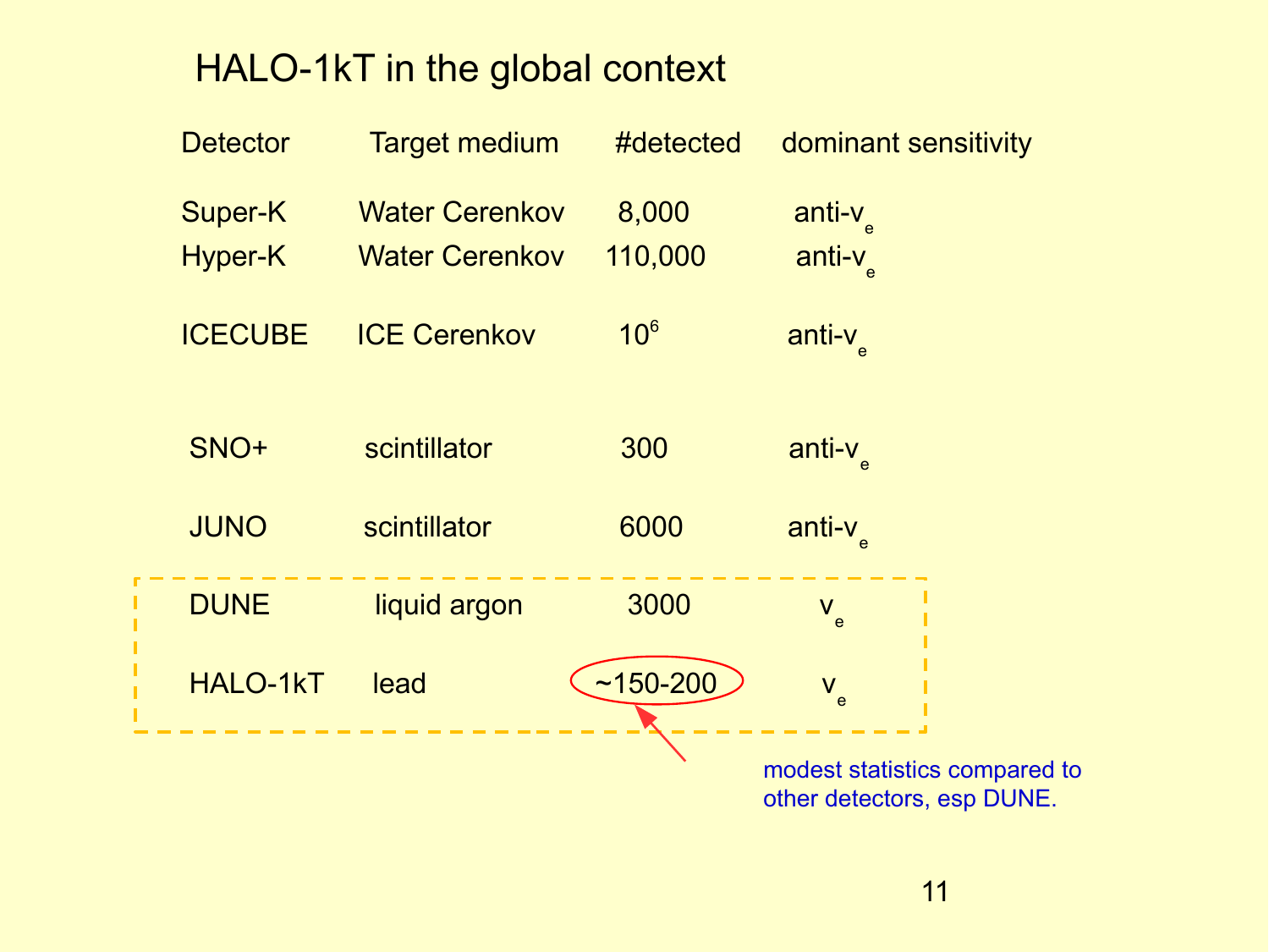# HALO-1kT in the global context

| Detector | Target medium | #detected | dominant sensitivity |
|---|---|---|---|
| Super-K | Water Cerenkov | 8,000 | anti-$\nu_e$ |
| Hyper-K | Water Cerenkov | 110,000 | anti-$\nu_e$ |
| ICECUBE | ICE Cerenkov | $10^6$ | anti-$\nu_e$ |
| SNO+ | scintillator | 300 | anti-$\nu_e$ |
| JUNO | scintillator | 6000 | anti-$\nu_e$ |
| DUNE | liquid argon | 3000 | $\nu_e$ |
| HALO-1kT | lead | ~150-200 | $\nu_e$ |

modest statistics compared to other detectors, esp DUNE.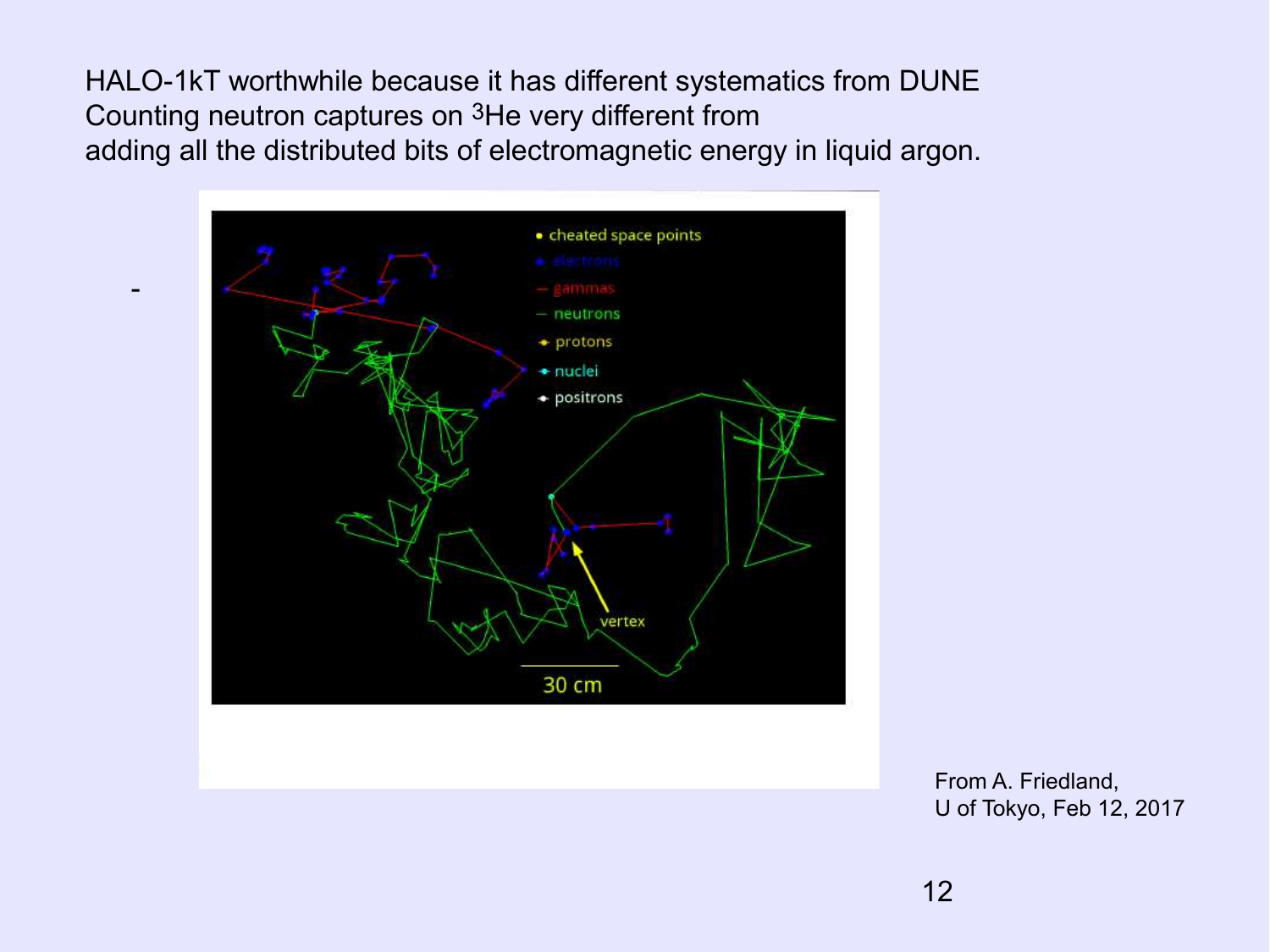HALO-1kT worthwhile because it has different systematics from DUNE
Counting neutron captures on $^3$He very different from
adding all the distributed bits of electromagnetic energy in liquid argon.

-

From A. Friedland,
U of Tokyo, Feb 12, 2017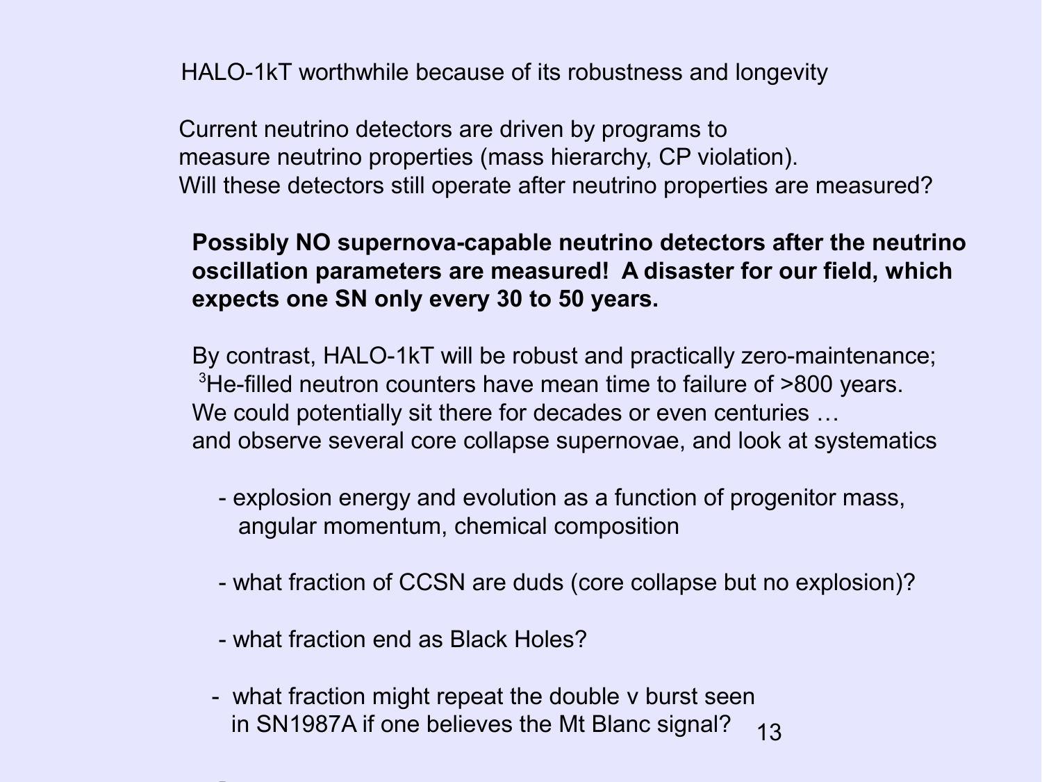HALO-1kT worthwhile because of its robustness and longevity

Current neutrino detectors are driven by programs to measure neutrino properties (mass hierarchy, CP violation). Will these detectors still operate after neutrino properties are measured?

**Possibly NO supernova-capable neutrino detectors after the neutrino oscillation parameters are measured! A disaster for our field, which expects one SN only every 30 to 50 years.**

By contrast, HALO-1kT will be robust and practically zero-maintenance; $^{3}$He-filled neutron counters have mean time to failure of >800 years. We could potentially sit there for decades or even centuries … and observe several core collapse supernovae, and look at systematics

- explosion energy and evolution as a function of progenitor mass, angular momentum, chemical composition
- what fraction of CCSN are duds (core collapse but no explosion)?
- what fraction end as Black Holes?
- what fraction might repeat the double ν burst seen in SN1987A if one believes the Mt Blanc signal?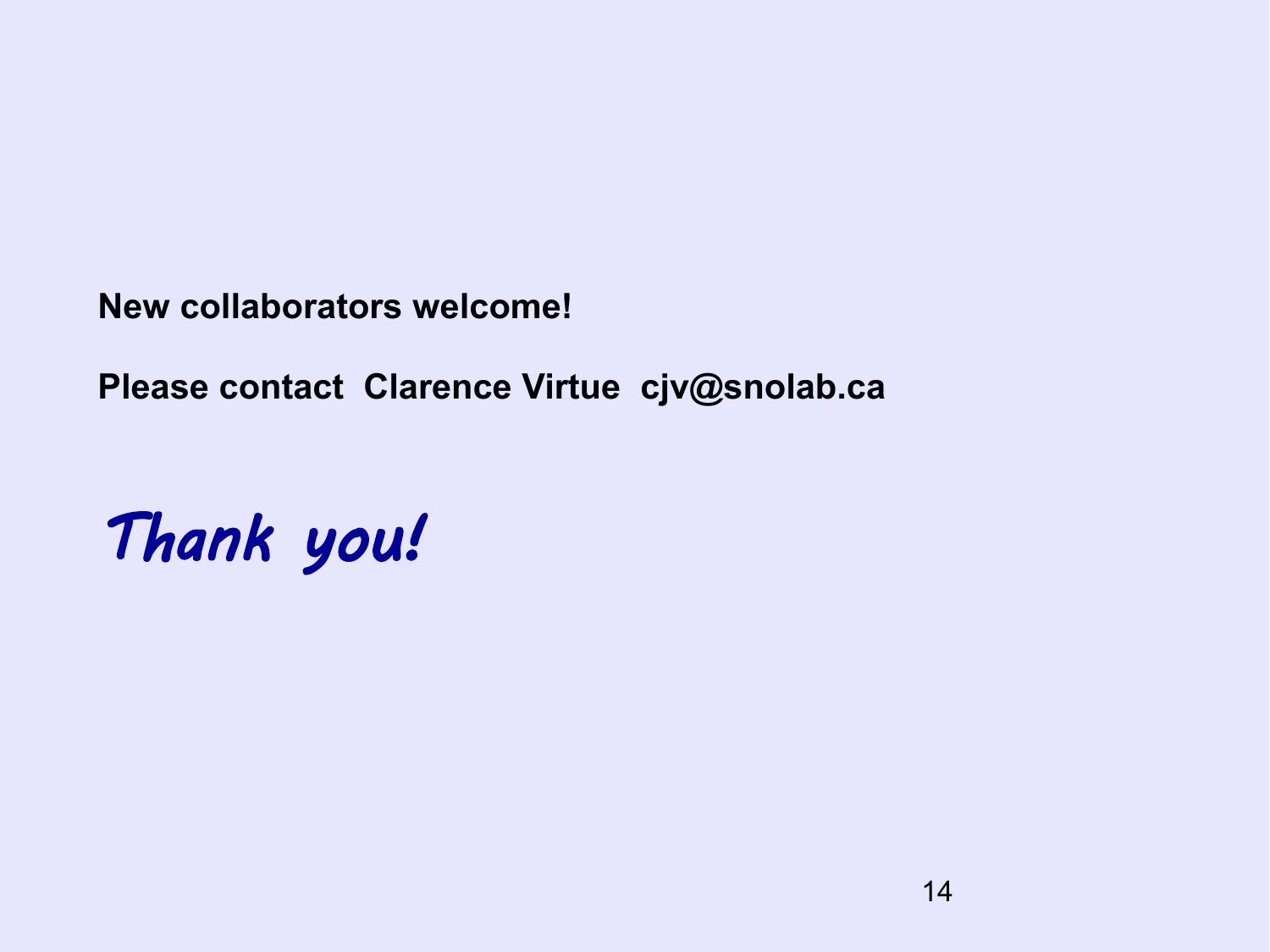**New collaborators welcome!**

**Please contact Clarence Virtue cjv@snolab.ca**

***Thank you!***